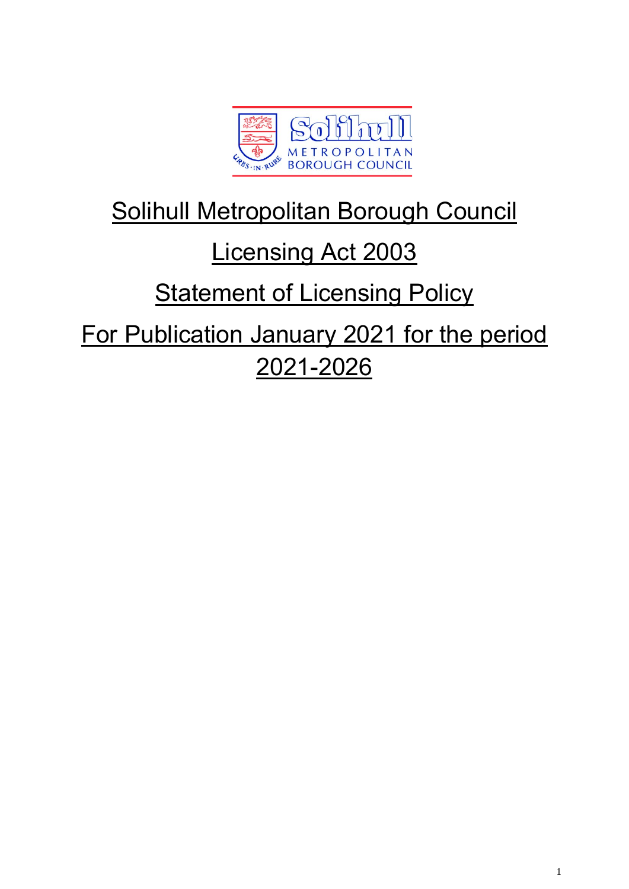# Solihull Metropolitan Borough Council

# Licensing Act 2003

# Statement of Licensing Policy

# For Publication January 2021 for the period 2021-2026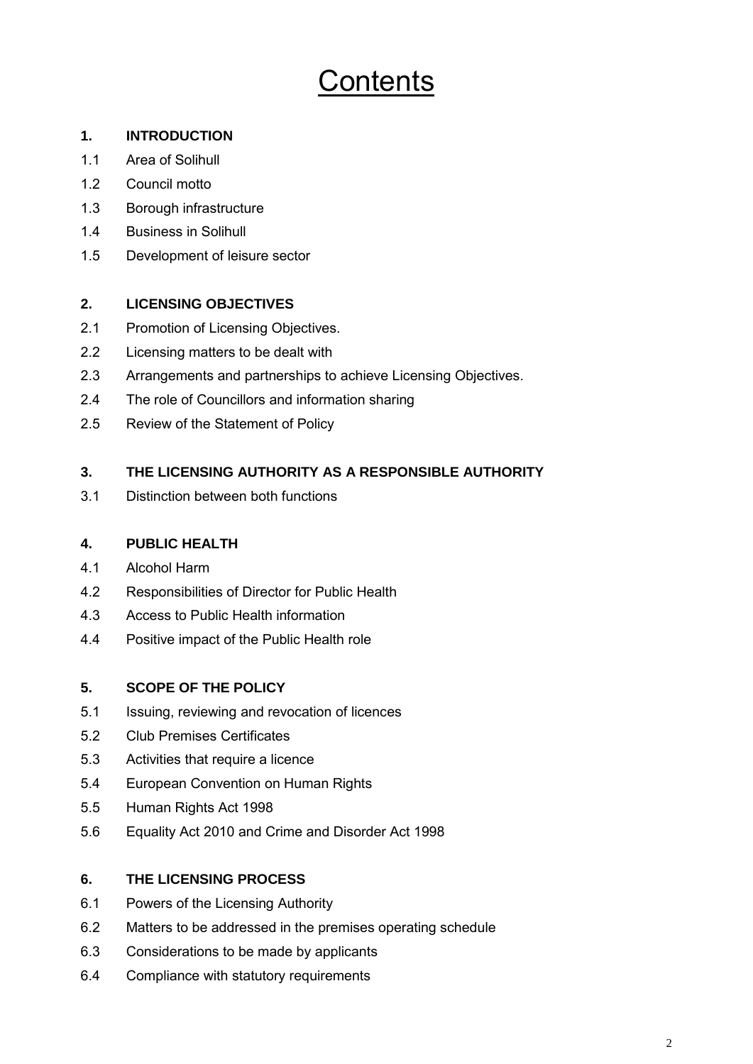# Contents

**1. INTRODUCTION**

1.1 Area of Solihull

1.2 Council motto

1.3 Borough infrastructure

1.4 Business in Solihull

1.5 Development of leisure sector

**2. LICENSING OBJECTIVES**

2.1 Promotion of Licensing Objectives.

2.2 Licensing matters to be dealt with

2.3 Arrangements and partnerships to achieve Licensing Objectives.

2.4 The role of Councillors and information sharing

2.5 Review of the Statement of Policy

**3. THE LICENSING AUTHORITY AS A RESPONSIBLE AUTHORITY**

3.1 Distinction between both functions

**4. PUBLIC HEALTH**

4.1 Alcohol Harm

4.2 Responsibilities of Director for Public Health

4.3 Access to Public Health information

4.4 Positive impact of the Public Health role

**5. SCOPE OF THE POLICY**

5.1 Issuing, reviewing and revocation of licences

5.2 Club Premises Certificates

5.3 Activities that require a licence

5.4 European Convention on Human Rights

5.5 Human Rights Act 1998

5.6 Equality Act 2010 and Crime and Disorder Act 1998

**6. THE LICENSING PROCESS**

6.1 Powers of the Licensing Authority

6.2 Matters to be addressed in the premises operating schedule

6.3 Considerations to be made by applicants

6.4 Compliance with statutory requirements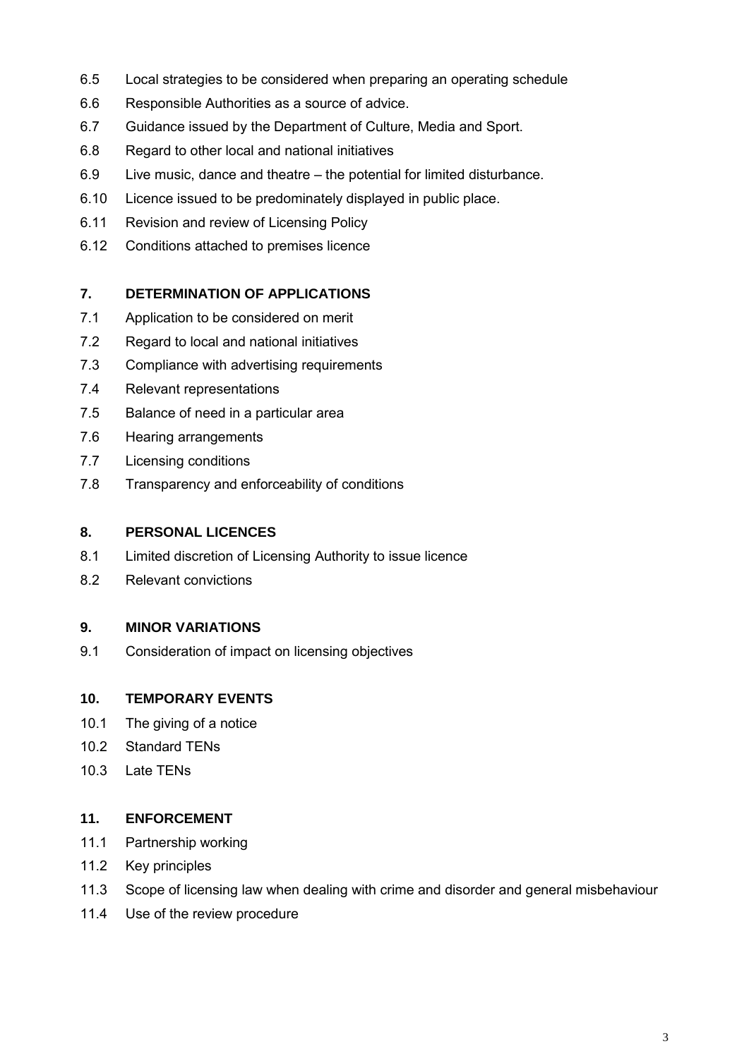6.5 Local strategies to be considered when preparing an operating schedule

6.6 Responsible Authorities as a source of advice.

6.7 Guidance issued by the Department of Culture, Media and Sport.

6.8 Regard to other local and national initiatives

6.9 Live music, dance and theatre – the potential for limited disturbance.

6.10 Licence issued to be predominately displayed in public place.

6.11 Revision and review of Licensing Policy

6.12 Conditions attached to premises licence

**7. DETERMINATION OF APPLICATIONS**

7.1 Application to be considered on merit

7.2 Regard to local and national initiatives

7.3 Compliance with advertising requirements

7.4 Relevant representations

7.5 Balance of need in a particular area

7.6 Hearing arrangements

7.7 Licensing conditions

7.8 Transparency and enforceability of conditions

**8. PERSONAL LICENCES**

8.1 Limited discretion of Licensing Authority to issue licence

8.2 Relevant convictions

**9. MINOR VARIATIONS**

9.1 Consideration of impact on licensing objectives

**10. TEMPORARY EVENTS**

10.1 The giving of a notice

10.2 Standard TENs

10.3 Late TENs

**11. ENFORCEMENT**

11.1 Partnership working

11.2 Key principles

11.3 Scope of licensing law when dealing with crime and disorder and general misbehaviour

11.4 Use of the review procedure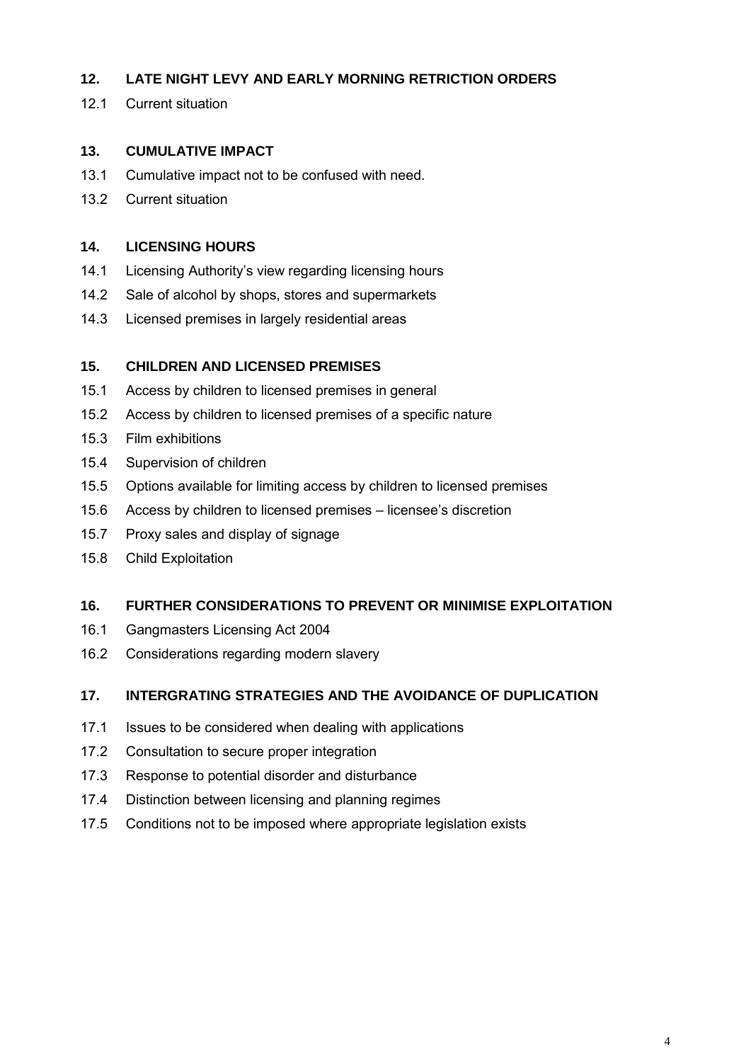**12. LATE NIGHT LEVY AND EARLY MORNING RETRICTION ORDERS**

12.1 Current situation

**13. CUMULATIVE IMPACT**

13.1 Cumulative impact not to be confused with need.

13.2 Current situation

**14. LICENSING HOURS**

14.1 Licensing Authority's view regarding licensing hours

14.2 Sale of alcohol by shops, stores and supermarkets

14.3 Licensed premises in largely residential areas

**15. CHILDREN AND LICENSED PREMISES**

15.1 Access by children to licensed premises in general

15.2 Access by children to licensed premises of a specific nature

15.3 Film exhibitions

15.4 Supervision of children

15.5 Options available for limiting access by children to licensed premises

15.6 Access by children to licensed premises – licensee's discretion

15.7 Proxy sales and display of signage

15.8 Child Exploitation

**16. FURTHER CONSIDERATIONS TO PREVENT OR MINIMISE EXPLOITATION**

16.1 Gangmasters Licensing Act 2004

16.2 Considerations regarding modern slavery

**17. INTERGRATING STRATEGIES AND THE AVOIDANCE OF DUPLICATION**

17.1 Issues to be considered when dealing with applications

17.2 Consultation to secure proper integration

17.3 Response to potential disorder and disturbance

17.4 Distinction between licensing and planning regimes

17.5 Conditions not to be imposed where appropriate legislation exists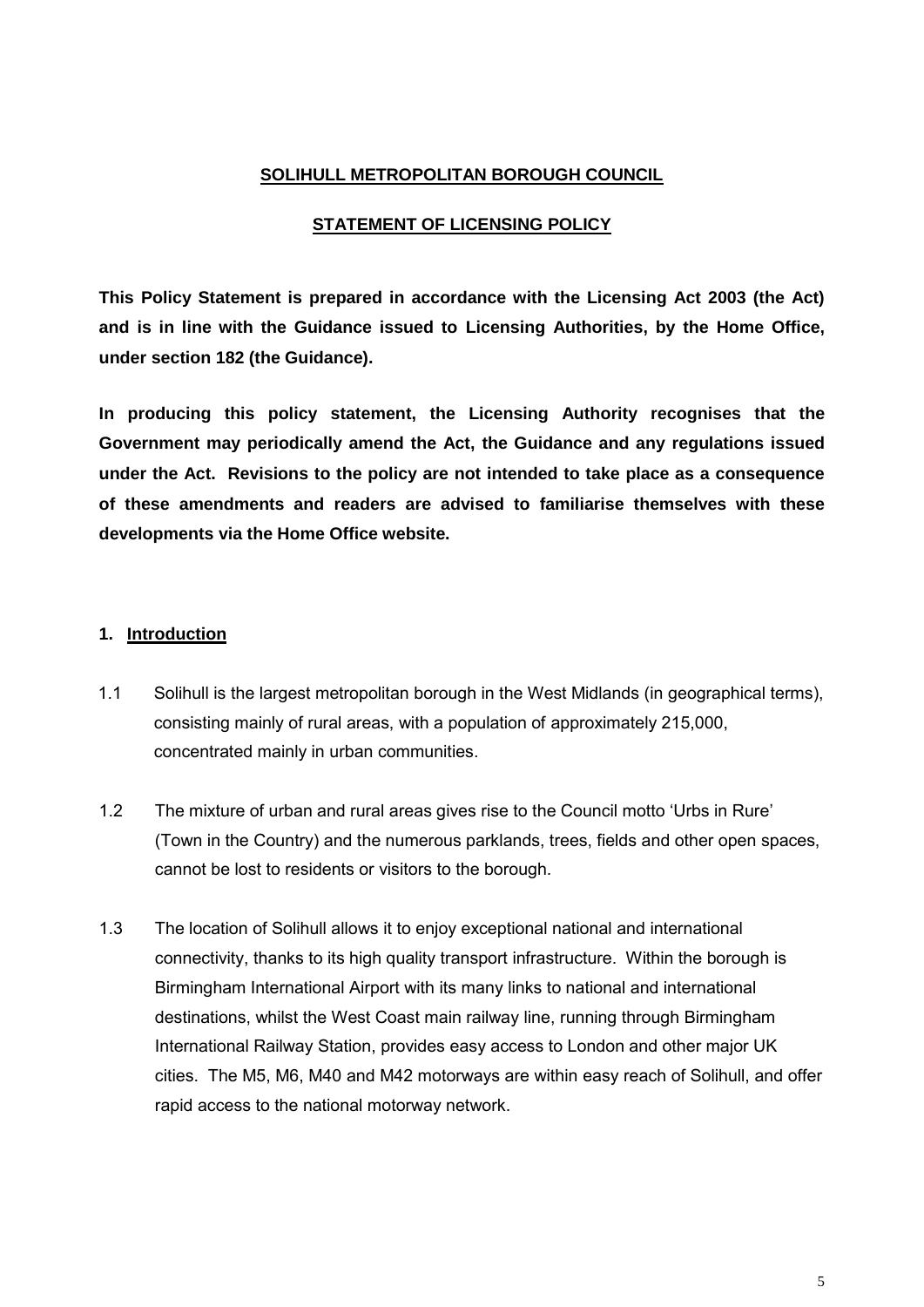**SOLIHULL METROPOLITAN BOROUGH COUNCIL**

**STATEMENT OF LICENSING POLICY**

**This Policy Statement is prepared in accordance with the Licensing Act 2003 (the Act) and is in line with the Guidance issued to Licensing Authorities, by the Home Office, under section 182 (the Guidance).**

**In producing this policy statement, the Licensing Authority recognises that the Government may periodically amend the Act, the Guidance and any regulations issued under the Act. Revisions to the policy are not intended to take place as a consequence of these amendments and readers are advised to familiarise themselves with these developments via the Home Office website.**

## 1. Introduction

1.1 Solihull is the largest metropolitan borough in the West Midlands (in geographical terms), consisting mainly of rural areas, with a population of approximately 215,000, concentrated mainly in urban communities.

1.2 The mixture of urban and rural areas gives rise to the Council motto 'Urbs in Rure' (Town in the Country) and the numerous parklands, trees, fields and other open spaces, cannot be lost to residents or visitors to the borough.

1.3 The location of Solihull allows it to enjoy exceptional national and international connectivity, thanks to its high quality transport infrastructure. Within the borough is Birmingham International Airport with its many links to national and international destinations, whilst the West Coast main railway line, running through Birmingham International Railway Station, provides easy access to London and other major UK cities. The M5, M6, M40 and M42 motorways are within easy reach of Solihull, and offer rapid access to the national motorway network.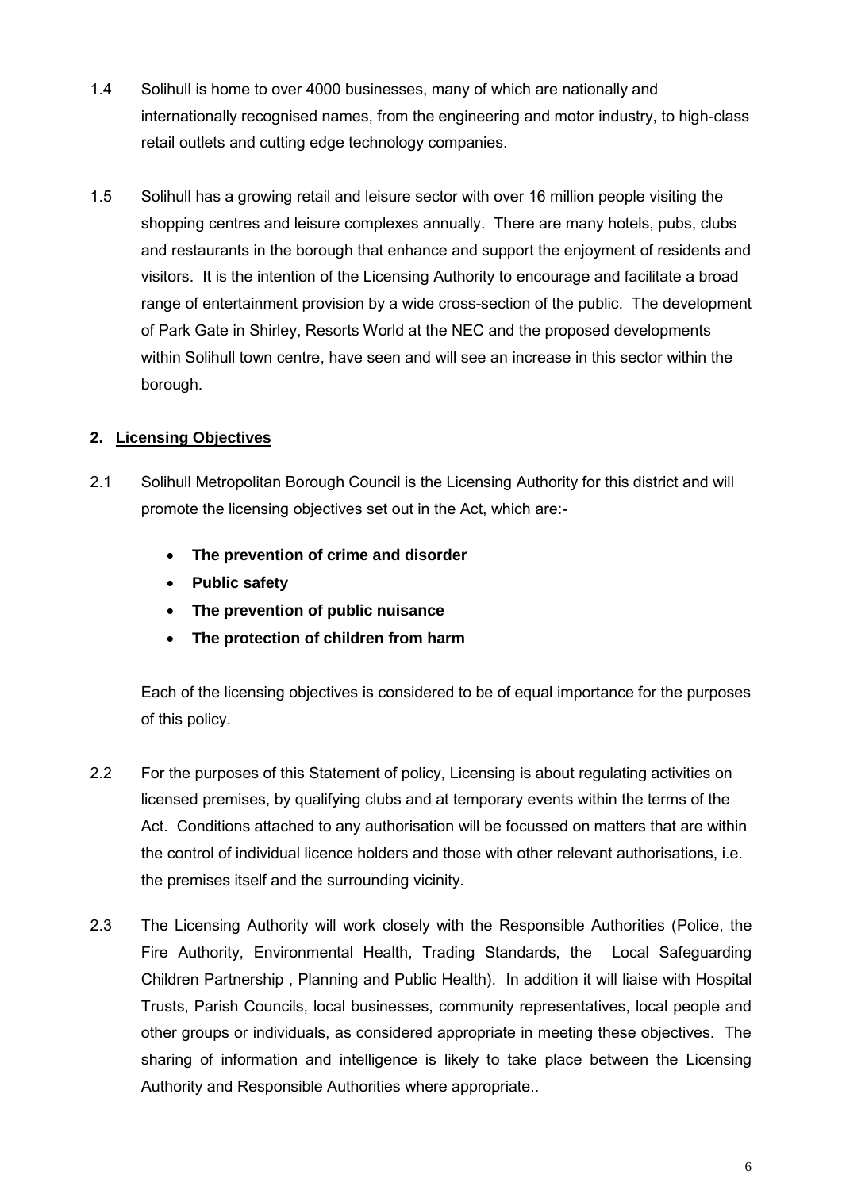1.4 Solihull is home to over 4000 businesses, many of which are nationally and internationally recognised names, from the engineering and motor industry, to high-class retail outlets and cutting edge technology companies.

1.5 Solihull has a growing retail and leisure sector with over 16 million people visiting the shopping centres and leisure complexes annually. There are many hotels, pubs, clubs and restaurants in the borough that enhance and support the enjoyment of residents and visitors. It is the intention of the Licensing Authority to encourage and facilitate a broad range of entertainment provision by a wide cross-section of the public. The development of Park Gate in Shirley, Resorts World at the NEC and the proposed developments within Solihull town centre, have seen and will see an increase in this sector within the borough.

## 2. Licensing Objectives

2.1 Solihull Metropolitan Borough Council is the Licensing Authority for this district and will promote the licensing objectives set out in the Act, which are:-

- **The prevention of crime and disorder**
- **Public safety**
- **The prevention of public nuisance**
- **The protection of children from harm**

Each of the licensing objectives is considered to be of equal importance for the purposes of this policy.

2.2 For the purposes of this Statement of policy, Licensing is about regulating activities on licensed premises, by qualifying clubs and at temporary events within the terms of the Act. Conditions attached to any authorisation will be focussed on matters that are within the control of individual licence holders and those with other relevant authorisations, i.e. the premises itself and the surrounding vicinity.

2.3 The Licensing Authority will work closely with the Responsible Authorities (Police, the Fire Authority, Environmental Health, Trading Standards, the Local Safeguarding Children Partnership , Planning and Public Health). In addition it will liaise with Hospital Trusts, Parish Councils, local businesses, community representatives, local people and other groups or individuals, as considered appropriate in meeting these objectives. The sharing of information and intelligence is likely to take place between the Licensing Authority and Responsible Authorities where appropriate..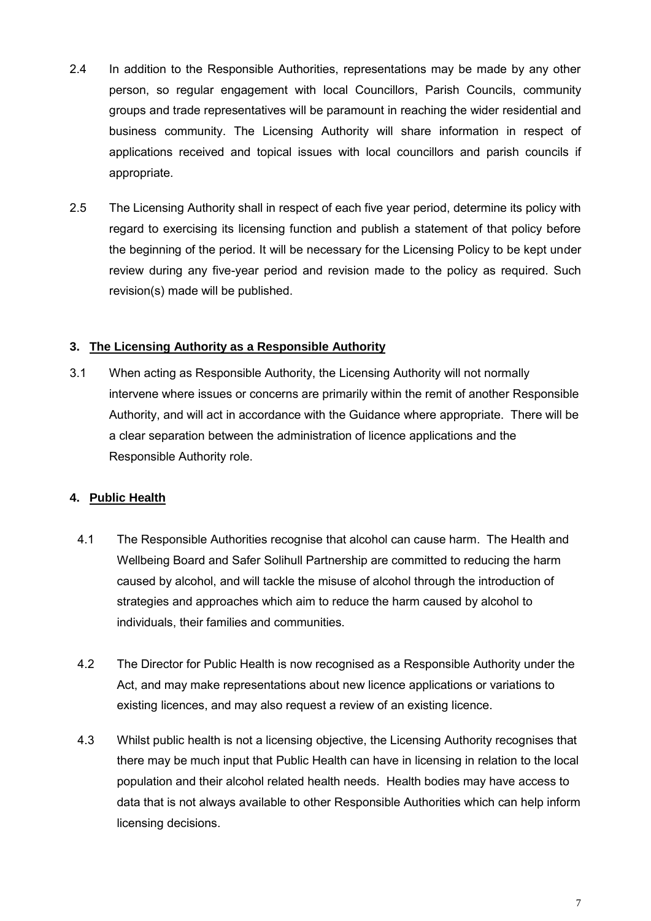2.4 In addition to the Responsible Authorities, representations may be made by any other person, so regular engagement with local Councillors, Parish Councils, community groups and trade representatives will be paramount in reaching the wider residential and business community. The Licensing Authority will share information in respect of applications received and topical issues with local councillors and parish councils if appropriate.

2.5 The Licensing Authority shall in respect of each five year period, determine its policy with regard to exercising its licensing function and publish a statement of that policy before the beginning of the period. It will be necessary for the Licensing Policy to be kept under review during any five-year period and revision made to the policy as required. Such revision(s) made will be published.

## 3. The Licensing Authority as a Responsible Authority

3.1 When acting as Responsible Authority, the Licensing Authority will not normally intervene where issues or concerns are primarily within the remit of another Responsible Authority, and will act in accordance with the Guidance where appropriate. There will be a clear separation between the administration of licence applications and the Responsible Authority role.

## 4. Public Health

4.1 The Responsible Authorities recognise that alcohol can cause harm. The Health and Wellbeing Board and Safer Solihull Partnership are committed to reducing the harm caused by alcohol, and will tackle the misuse of alcohol through the introduction of strategies and approaches which aim to reduce the harm caused by alcohol to individuals, their families and communities.

4.2 The Director for Public Health is now recognised as a Responsible Authority under the Act, and may make representations about new licence applications or variations to existing licences, and may also request a review of an existing licence.

4.3 Whilst public health is not a licensing objective, the Licensing Authority recognises that there may be much input that Public Health can have in licensing in relation to the local population and their alcohol related health needs. Health bodies may have access to data that is not always available to other Responsible Authorities which can help inform licensing decisions.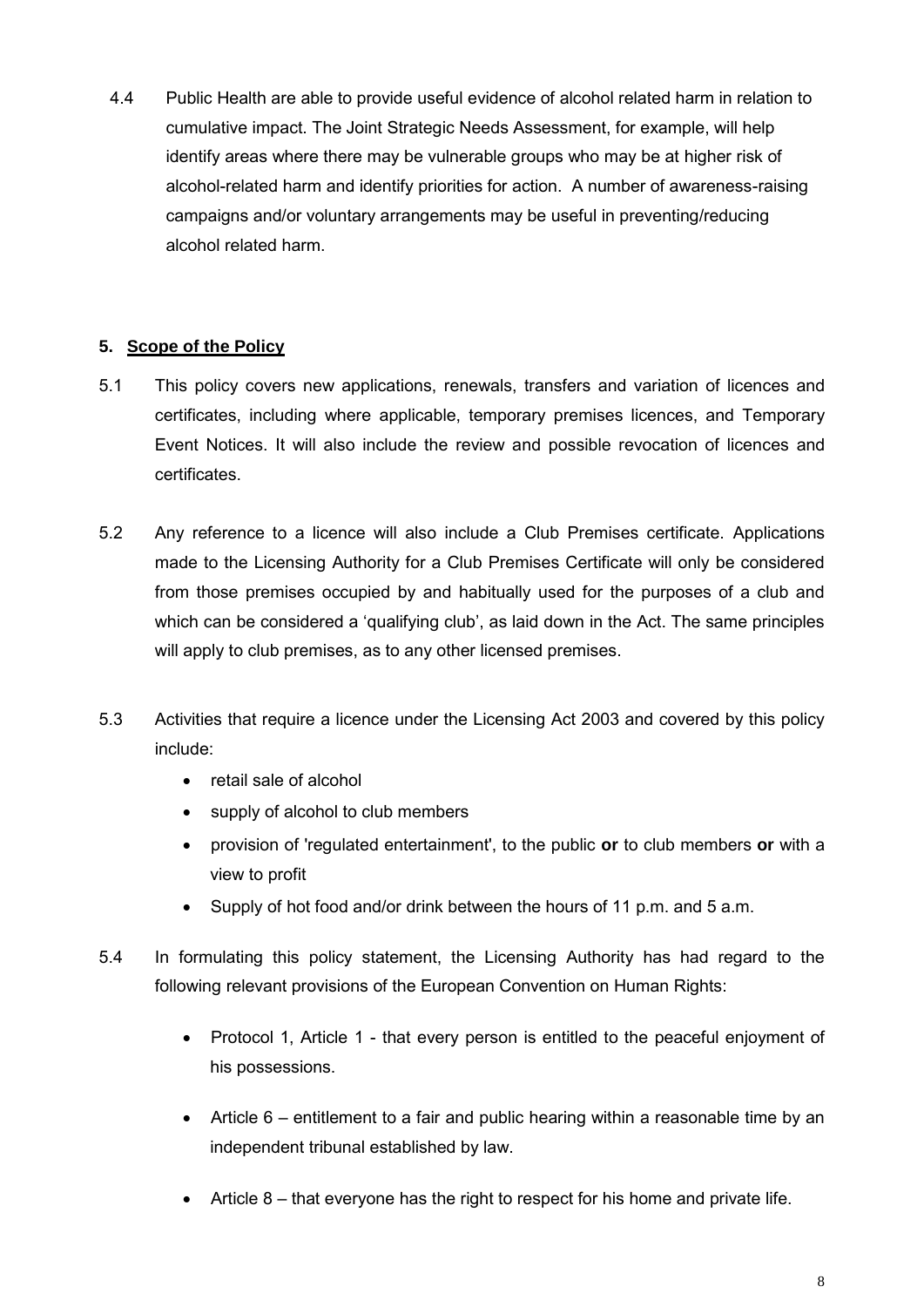4.4 Public Health are able to provide useful evidence of alcohol related harm in relation to cumulative impact. The Joint Strategic Needs Assessment, for example, will help identify areas where there may be vulnerable groups who may be at higher risk of alcohol-related harm and identify priorities for action. A number of awareness-raising campaigns and/or voluntary arrangements may be useful in preventing/reducing alcohol related harm.

## 5. Scope of the Policy

5.1 This policy covers new applications, renewals, transfers and variation of licences and certificates, including where applicable, temporary premises licences, and Temporary Event Notices. It will also include the review and possible revocation of licences and certificates.

5.2 Any reference to a licence will also include a Club Premises certificate. Applications made to the Licensing Authority for a Club Premises Certificate will only be considered from those premises occupied by and habitually used for the purposes of a club and which can be considered a 'qualifying club', as laid down in the Act. The same principles will apply to club premises, as to any other licensed premises.

5.3 Activities that require a licence under the Licensing Act 2003 and covered by this policy include:

- retail sale of alcohol
- supply of alcohol to club members
- provision of 'regulated entertainment', to the public **or** to club members **or** with a view to profit
- Supply of hot food and/or drink between the hours of 11 p.m. and 5 a.m.

5.4 In formulating this policy statement, the Licensing Authority has had regard to the following relevant provisions of the European Convention on Human Rights:

- Protocol 1, Article 1 - that every person is entitled to the peaceful enjoyment of his possessions.
- Article 6 – entitlement to a fair and public hearing within a reasonable time by an independent tribunal established by law.
- Article 8 – that everyone has the right to respect for his home and private life.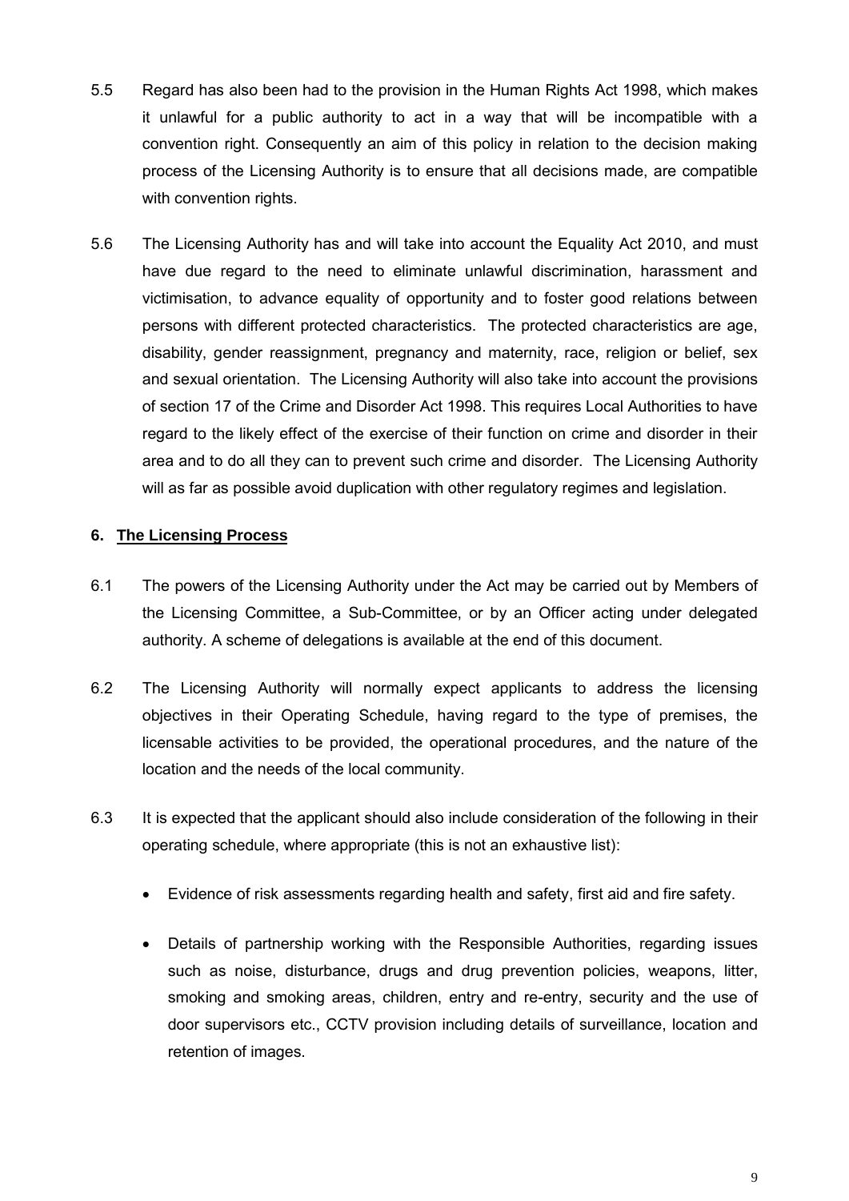5.5 Regard has also been had to the provision in the Human Rights Act 1998, which makes it unlawful for a public authority to act in a way that will be incompatible with a convention right. Consequently an aim of this policy in relation to the decision making process of the Licensing Authority is to ensure that all decisions made, are compatible with convention rights.

5.6 The Licensing Authority has and will take into account the Equality Act 2010, and must have due regard to the need to eliminate unlawful discrimination, harassment and victimisation, to advance equality of opportunity and to foster good relations between persons with different protected characteristics. The protected characteristics are age, disability, gender reassignment, pregnancy and maternity, race, religion or belief, sex and sexual orientation. The Licensing Authority will also take into account the provisions of section 17 of the Crime and Disorder Act 1998. This requires Local Authorities to have regard to the likely effect of the exercise of their function on crime and disorder in their area and to do all they can to prevent such crime and disorder. The Licensing Authority will as far as possible avoid duplication with other regulatory regimes and legislation.

## 6. The Licensing Process

6.1 The powers of the Licensing Authority under the Act may be carried out by Members of the Licensing Committee, a Sub-Committee, or by an Officer acting under delegated authority. A scheme of delegations is available at the end of this document.

6.2 The Licensing Authority will normally expect applicants to address the licensing objectives in their Operating Schedule, having regard to the type of premises, the licensable activities to be provided, the operational procedures, and the nature of the location and the needs of the local community.

6.3 It is expected that the applicant should also include consideration of the following in their operating schedule, where appropriate (this is not an exhaustive list):

- Evidence of risk assessments regarding health and safety, first aid and fire safety.
- Details of partnership working with the Responsible Authorities, regarding issues such as noise, disturbance, drugs and drug prevention policies, weapons, litter, smoking and smoking areas, children, entry and re-entry, security and the use of door supervisors etc., CCTV provision including details of surveillance, location and retention of images.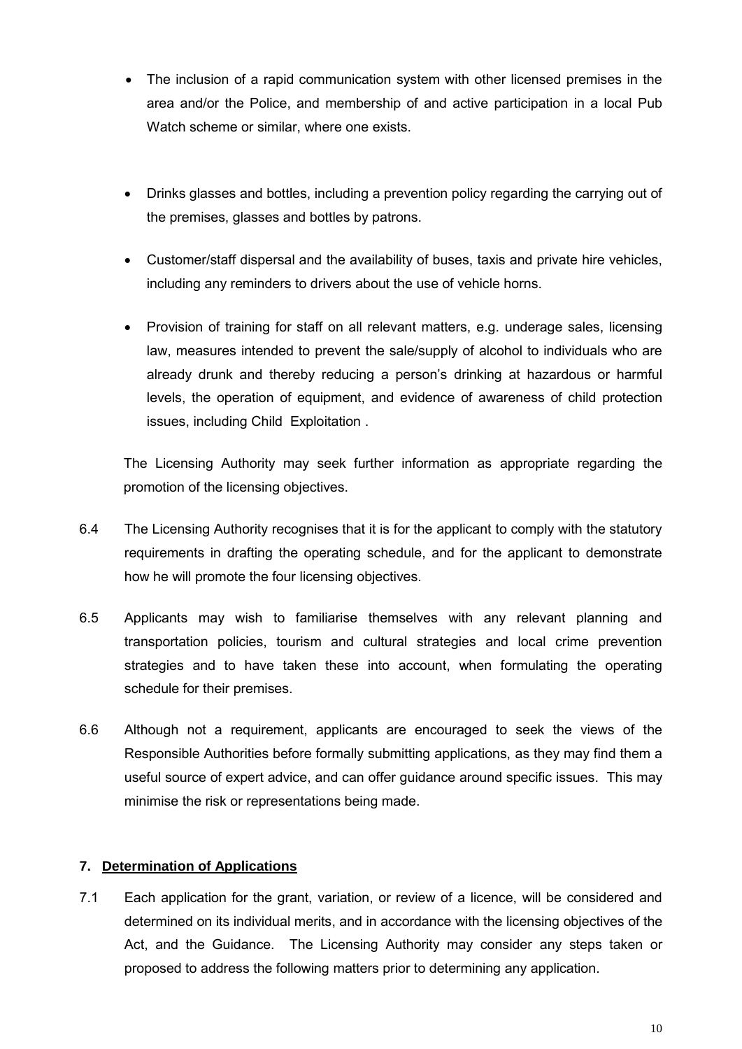- The inclusion of a rapid communication system with other licensed premises in the area and/or the Police, and membership of and active participation in a local Pub Watch scheme or similar, where one exists.
- Drinks glasses and bottles, including a prevention policy regarding the carrying out of the premises, glasses and bottles by patrons.
- Customer/staff dispersal and the availability of buses, taxis and private hire vehicles, including any reminders to drivers about the use of vehicle horns.
- Provision of training for staff on all relevant matters, e.g. underage sales, licensing law, measures intended to prevent the sale/supply of alcohol to individuals who are already drunk and thereby reducing a person's drinking at hazardous or harmful levels, the operation of equipment, and evidence of awareness of child protection issues, including Child Exploitation .

The Licensing Authority may seek further information as appropriate regarding the promotion of the licensing objectives.

6.4 The Licensing Authority recognises that it is for the applicant to comply with the statutory requirements in drafting the operating schedule, and for the applicant to demonstrate how he will promote the four licensing objectives.

6.5 Applicants may wish to familiarise themselves with any relevant planning and transportation policies, tourism and cultural strategies and local crime prevention strategies and to have taken these into account, when formulating the operating schedule for their premises.

6.6 Although not a requirement, applicants are encouraged to seek the views of the Responsible Authorities before formally submitting applications, as they may find them a useful source of expert advice, and can offer guidance around specific issues. This may minimise the risk or representations being made.

## 7. Determination of Applications

7.1 Each application for the grant, variation, or review of a licence, will be considered and determined on its individual merits, and in accordance with the licensing objectives of the Act, and the Guidance. The Licensing Authority may consider any steps taken or proposed to address the following matters prior to determining any application.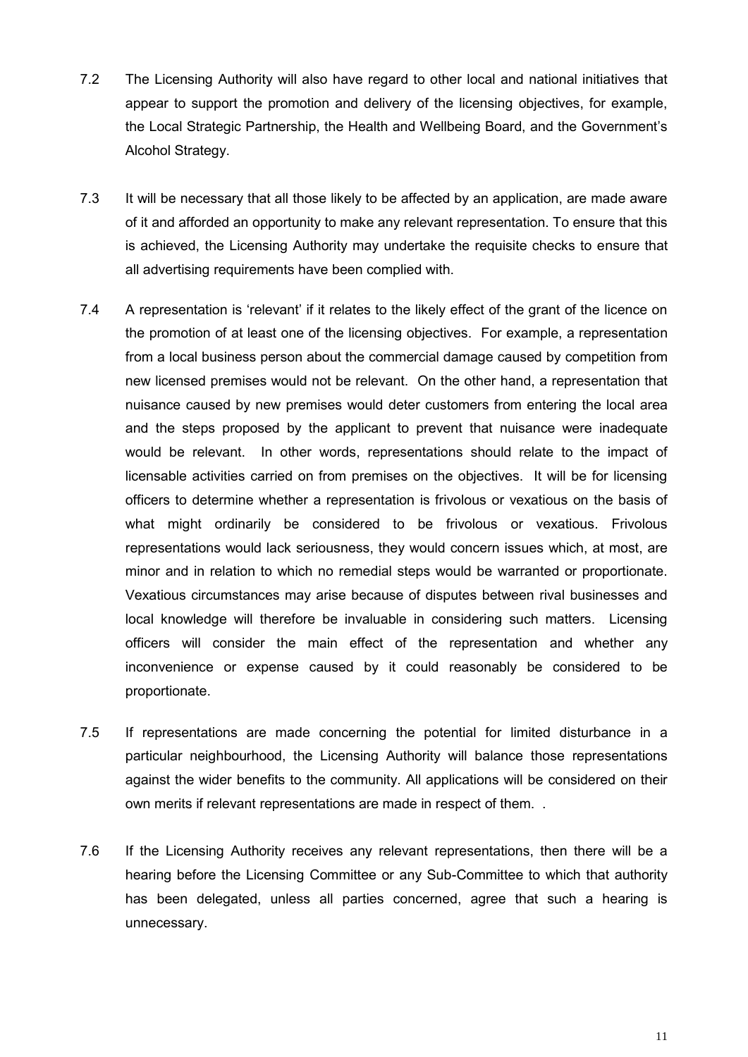7.2 The Licensing Authority will also have regard to other local and national initiatives that appear to support the promotion and delivery of the licensing objectives, for example, the Local Strategic Partnership, the Health and Wellbeing Board, and the Government's Alcohol Strategy.

7.3 It will be necessary that all those likely to be affected by an application, are made aware of it and afforded an opportunity to make any relevant representation. To ensure that this is achieved, the Licensing Authority may undertake the requisite checks to ensure that all advertising requirements have been complied with.

7.4 A representation is 'relevant' if it relates to the likely effect of the grant of the licence on the promotion of at least one of the licensing objectives. For example, a representation from a local business person about the commercial damage caused by competition from new licensed premises would not be relevant. On the other hand, a representation that nuisance caused by new premises would deter customers from entering the local area and the steps proposed by the applicant to prevent that nuisance were inadequate would be relevant. In other words, representations should relate to the impact of licensable activities carried on from premises on the objectives. It will be for licensing officers to determine whether a representation is frivolous or vexatious on the basis of what might ordinarily be considered to be frivolous or vexatious. Frivolous representations would lack seriousness, they would concern issues which, at most, are minor and in relation to which no remedial steps would be warranted or proportionate. Vexatious circumstances may arise because of disputes between rival businesses and local knowledge will therefore be invaluable in considering such matters. Licensing officers will consider the main effect of the representation and whether any inconvenience or expense caused by it could reasonably be considered to be proportionate.

7.5 If representations are made concerning the potential for limited disturbance in a particular neighbourhood, the Licensing Authority will balance those representations against the wider benefits to the community. All applications will be considered on their own merits if relevant representations are made in respect of them. .

7.6 If the Licensing Authority receives any relevant representations, then there will be a hearing before the Licensing Committee or any Sub-Committee to which that authority has been delegated, unless all parties concerned, agree that such a hearing is unnecessary.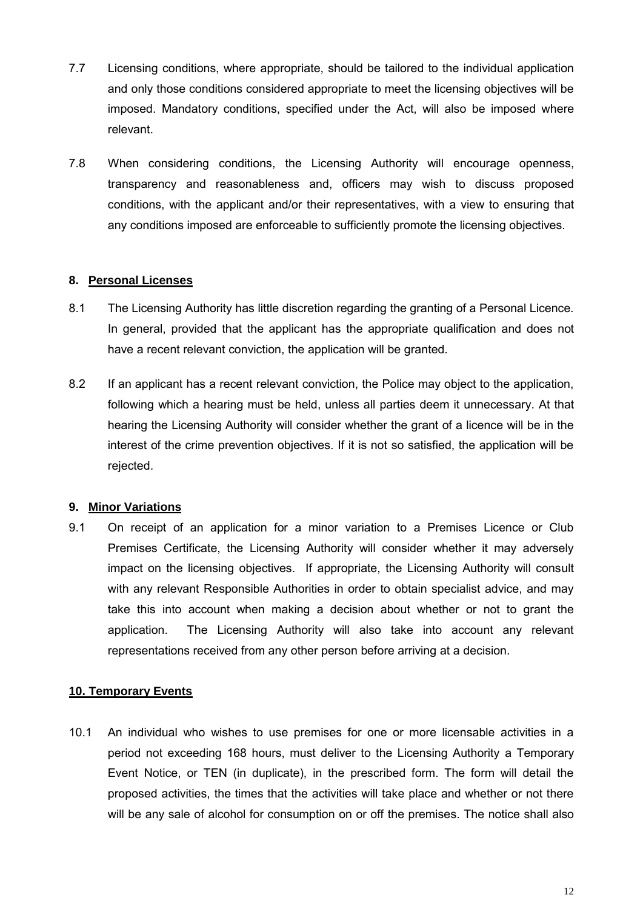7.7 Licensing conditions, where appropriate, should be tailored to the individual application and only those conditions considered appropriate to meet the licensing objectives will be imposed. Mandatory conditions, specified under the Act, will also be imposed where relevant.

7.8 When considering conditions, the Licensing Authority will encourage openness, transparency and reasonableness and, officers may wish to discuss proposed conditions, with the applicant and/or their representatives, with a view to ensuring that any conditions imposed are enforceable to sufficiently promote the licensing objectives.

## 8. Personal Licenses

8.1 The Licensing Authority has little discretion regarding the granting of a Personal Licence. In general, provided that the applicant has the appropriate qualification and does not have a recent relevant conviction, the application will be granted.

8.2 If an applicant has a recent relevant conviction, the Police may object to the application, following which a hearing must be held, unless all parties deem it unnecessary. At that hearing the Licensing Authority will consider whether the grant of a licence will be in the interest of the crime prevention objectives. If it is not so satisfied, the application will be rejected.

## 9. Minor Variations

9.1 On receipt of an application for a minor variation to a Premises Licence or Club Premises Certificate, the Licensing Authority will consider whether it may adversely impact on the licensing objectives. If appropriate, the Licensing Authority will consult with any relevant Responsible Authorities in order to obtain specialist advice, and may take this into account when making a decision about whether or not to grant the application. The Licensing Authority will also take into account any relevant representations received from any other person before arriving at a decision.

## 10. Temporary Events

10.1 An individual who wishes to use premises for one or more licensable activities in a period not exceeding 168 hours, must deliver to the Licensing Authority a Temporary Event Notice, or TEN (in duplicate), in the prescribed form. The form will detail the proposed activities, the times that the activities will take place and whether or not there will be any sale of alcohol for consumption on or off the premises. The notice shall also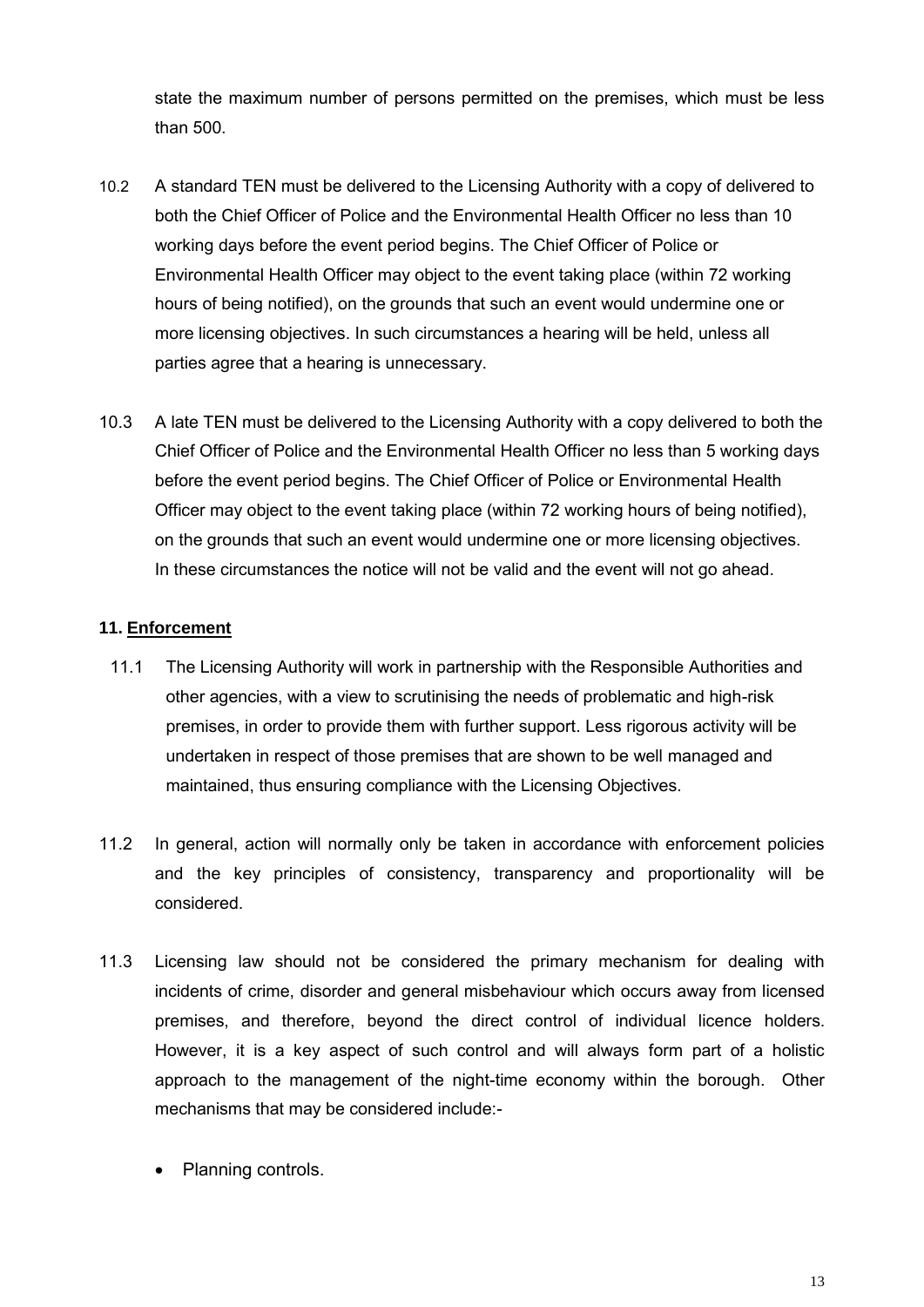state the maximum number of persons permitted on the premises, which must be less than 500.

10.2 A standard TEN must be delivered to the Licensing Authority with a copy of delivered to both the Chief Officer of Police and the Environmental Health Officer no less than 10 working days before the event period begins. The Chief Officer of Police or Environmental Health Officer may object to the event taking place (within 72 working hours of being notified), on the grounds that such an event would undermine one or more licensing objectives. In such circumstances a hearing will be held, unless all parties agree that a hearing is unnecessary.

10.3 A late TEN must be delivered to the Licensing Authority with a copy delivered to both the Chief Officer of Police and the Environmental Health Officer no less than 5 working days before the event period begins. The Chief Officer of Police or Environmental Health Officer may object to the event taking place (within 72 working hours of being notified), on the grounds that such an event would undermine one or more licensing objectives. In these circumstances the notice will not be valid and the event will not go ahead.

## 11. Enforcement

11.1 The Licensing Authority will work in partnership with the Responsible Authorities and other agencies, with a view to scrutinising the needs of problematic and high-risk premises, in order to provide them with further support. Less rigorous activity will be undertaken in respect of those premises that are shown to be well managed and maintained, thus ensuring compliance with the Licensing Objectives.

11.2 In general, action will normally only be taken in accordance with enforcement policies and the key principles of consistency, transparency and proportionality will be considered.

11.3 Licensing law should not be considered the primary mechanism for dealing with incidents of crime, disorder and general misbehaviour which occurs away from licensed premises, and therefore, beyond the direct control of individual licence holders. However, it is a key aspect of such control and will always form part of a holistic approach to the management of the night-time economy within the borough. Other mechanisms that may be considered include:-

- Planning controls.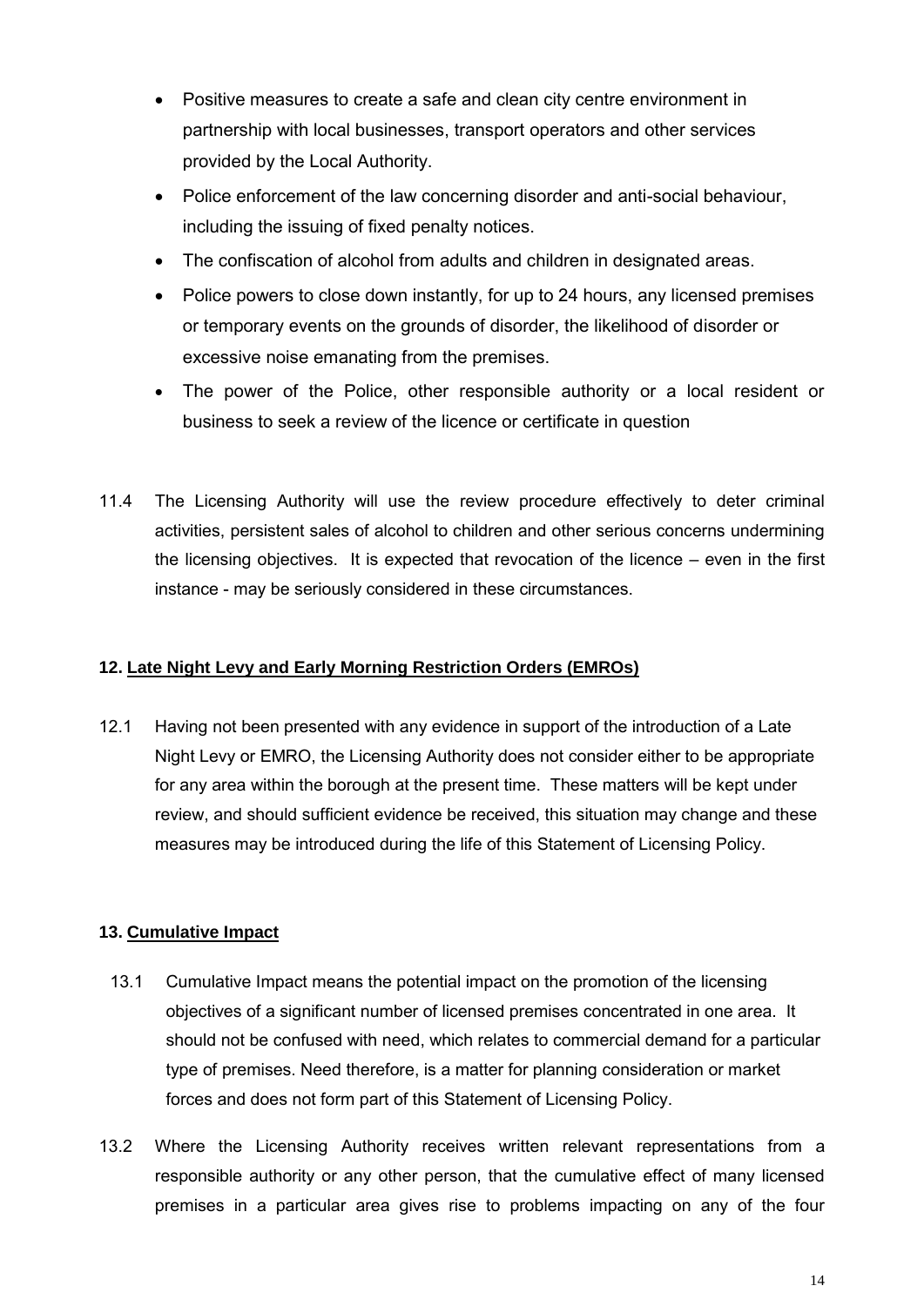- Positive measures to create a safe and clean city centre environment in partnership with local businesses, transport operators and other services provided by the Local Authority.
- Police enforcement of the law concerning disorder and anti-social behaviour, including the issuing of fixed penalty notices.
- The confiscation of alcohol from adults and children in designated areas.
- Police powers to close down instantly, for up to 24 hours, any licensed premises or temporary events on the grounds of disorder, the likelihood of disorder or excessive noise emanating from the premises.
- The power of the Police, other responsible authority or a local resident or business to seek a review of the licence or certificate in question

11.4 The Licensing Authority will use the review procedure effectively to deter criminal activities, persistent sales of alcohol to children and other serious concerns undermining the licensing objectives. It is expected that revocation of the licence – even in the first instance - may be seriously considered in these circumstances.

## 12. Late Night Levy and Early Morning Restriction Orders (EMROs)

12.1 Having not been presented with any evidence in support of the introduction of a Late Night Levy or EMRO, the Licensing Authority does not consider either to be appropriate for any area within the borough at the present time. These matters will be kept under review, and should sufficient evidence be received, this situation may change and these measures may be introduced during the life of this Statement of Licensing Policy.

## 13. Cumulative Impact

13.1 Cumulative Impact means the potential impact on the promotion of the licensing objectives of a significant number of licensed premises concentrated in one area. It should not be confused with need, which relates to commercial demand for a particular type of premises. Need therefore, is a matter for planning consideration or market forces and does not form part of this Statement of Licensing Policy.

13.2 Where the Licensing Authority receives written relevant representations from a responsible authority or any other person, that the cumulative effect of many licensed premises in a particular area gives rise to problems impacting on any of the four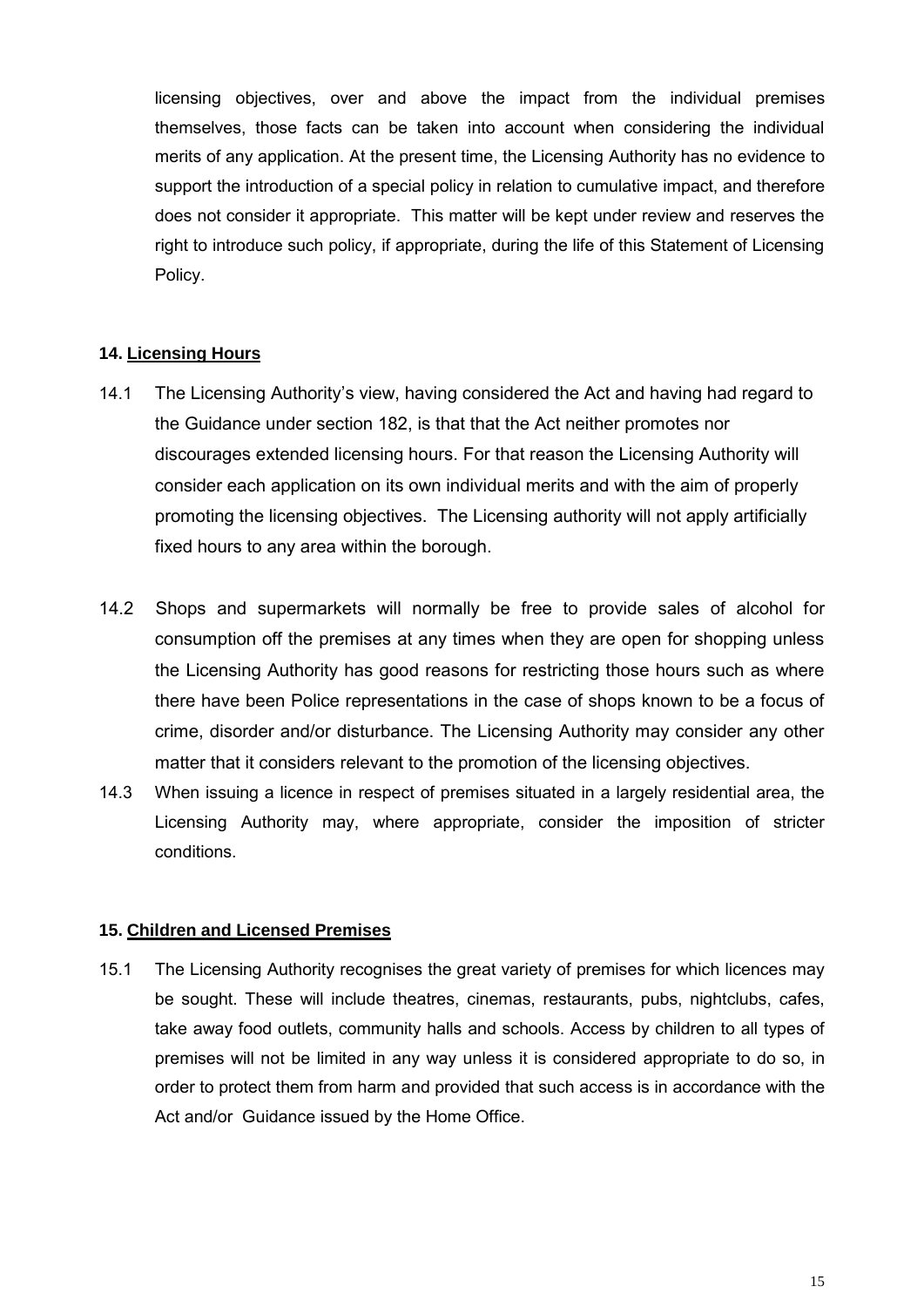licensing objectives, over and above the impact from the individual premises themselves, those facts can be taken into account when considering the individual merits of any application. At the present time, the Licensing Authority has no evidence to support the introduction of a special policy in relation to cumulative impact, and therefore does not consider it appropriate. This matter will be kept under review and reserves the right to introduce such policy, if appropriate, during the life of this Statement of Licensing Policy.

## 14. Licensing Hours

14.1 The Licensing Authority's view, having considered the Act and having had regard to the Guidance under section 182, is that that the Act neither promotes nor discourages extended licensing hours. For that reason the Licensing Authority will consider each application on its own individual merits and with the aim of properly promoting the licensing objectives. The Licensing authority will not apply artificially fixed hours to any area within the borough.

14.2 Shops and supermarkets will normally be free to provide sales of alcohol for consumption off the premises at any times when they are open for shopping unless the Licensing Authority has good reasons for restricting those hours such as where there have been Police representations in the case of shops known to be a focus of crime, disorder and/or disturbance. The Licensing Authority may consider any other matter that it considers relevant to the promotion of the licensing objectives.

14.3 When issuing a licence in respect of premises situated in a largely residential area, the Licensing Authority may, where appropriate, consider the imposition of stricter conditions.

## 15. Children and Licensed Premises

15.1 The Licensing Authority recognises the great variety of premises for which licences may be sought. These will include theatres, cinemas, restaurants, pubs, nightclubs, cafes, take away food outlets, community halls and schools. Access by children to all types of premises will not be limited in any way unless it is considered appropriate to do so, in order to protect them from harm and provided that such access is in accordance with the Act and/or Guidance issued by the Home Office.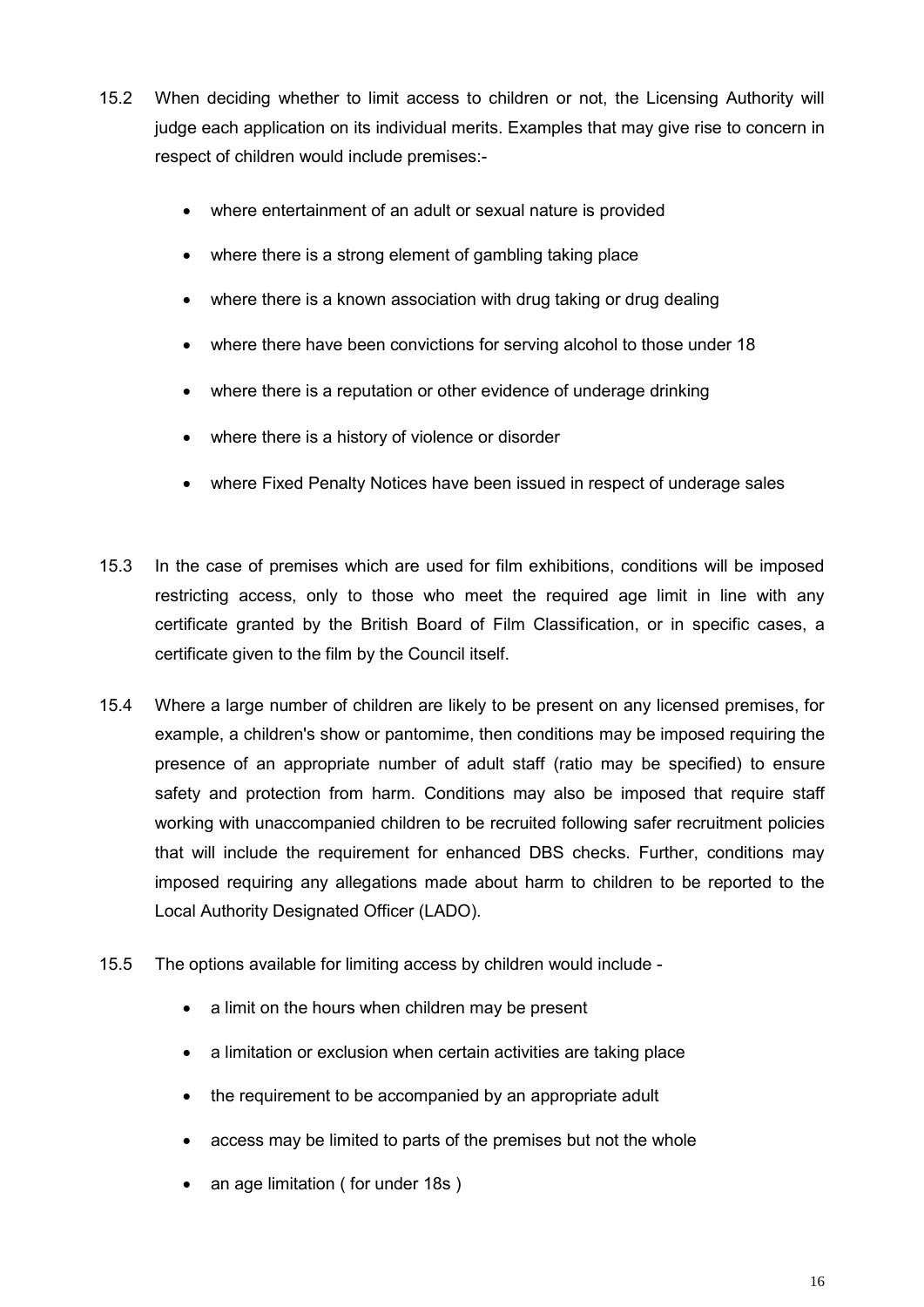15.2 When deciding whether to limit access to children or not, the Licensing Authority will judge each application on its individual merits. Examples that may give rise to concern in respect of children would include premises:-

- where entertainment of an adult or sexual nature is provided
- where there is a strong element of gambling taking place
- where there is a known association with drug taking or drug dealing
- where there have been convictions for serving alcohol to those under 18
- where there is a reputation or other evidence of underage drinking
- where there is a history of violence or disorder
- where Fixed Penalty Notices have been issued in respect of underage sales

15.3 In the case of premises which are used for film exhibitions, conditions will be imposed restricting access, only to those who meet the required age limit in line with any certificate granted by the British Board of Film Classification, or in specific cases, a certificate given to the film by the Council itself.

15.4 Where a large number of children are likely to be present on any licensed premises, for example, a children's show or pantomime, then conditions may be imposed requiring the presence of an appropriate number of adult staff (ratio may be specified) to ensure safety and protection from harm. Conditions may also be imposed that require staff working with unaccompanied children to be recruited following safer recruitment policies that will include the requirement for enhanced DBS checks. Further, conditions may imposed requiring any allegations made about harm to children to be reported to the Local Authority Designated Officer (LADO).

15.5 The options available for limiting access by children would include -

- a limit on the hours when children may be present
- a limitation or exclusion when certain activities are taking place
- the requirement to be accompanied by an appropriate adult
- access may be limited to parts of the premises but not the whole
- an age limitation ( for under 18s )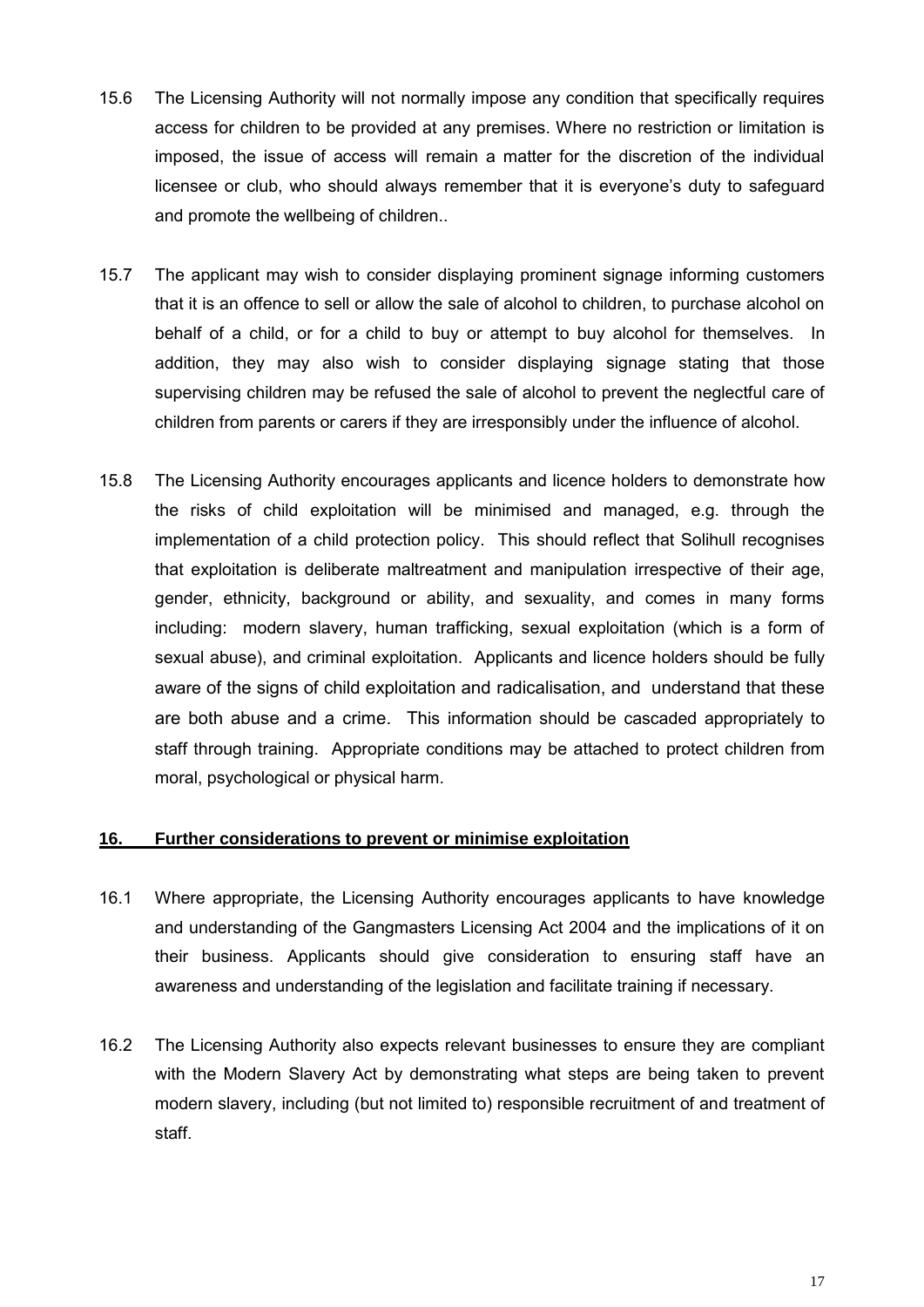15.6 The Licensing Authority will not normally impose any condition that specifically requires access for children to be provided at any premises. Where no restriction or limitation is imposed, the issue of access will remain a matter for the discretion of the individual licensee or club, who should always remember that it is everyone's duty to safeguard and promote the wellbeing of children..

15.7 The applicant may wish to consider displaying prominent signage informing customers that it is an offence to sell or allow the sale of alcohol to children, to purchase alcohol on behalf of a child, or for a child to buy or attempt to buy alcohol for themselves. In addition, they may also wish to consider displaying signage stating that those supervising children may be refused the sale of alcohol to prevent the neglectful care of children from parents or carers if they are irresponsibly under the influence of alcohol.

15.8 The Licensing Authority encourages applicants and licence holders to demonstrate how the risks of child exploitation will be minimised and managed, e.g. through the implementation of a child protection policy. This should reflect that Solihull recognises that exploitation is deliberate maltreatment and manipulation irrespective of their age, gender, ethnicity, background or ability, and sexuality, and comes in many forms including: modern slavery, human trafficking, sexual exploitation (which is a form of sexual abuse), and criminal exploitation. Applicants and licence holders should be fully aware of the signs of child exploitation and radicalisation, and understand that these are both abuse and a crime. This information should be cascaded appropriately to staff through training. Appropriate conditions may be attached to protect children from moral, psychological or physical harm.

## 16. Further considerations to prevent or minimise exploitation

16.1 Where appropriate, the Licensing Authority encourages applicants to have knowledge and understanding of the Gangmasters Licensing Act 2004 and the implications of it on their business. Applicants should give consideration to ensuring staff have an awareness and understanding of the legislation and facilitate training if necessary.

16.2 The Licensing Authority also expects relevant businesses to ensure they are compliant with the Modern Slavery Act by demonstrating what steps are being taken to prevent modern slavery, including (but not limited to) responsible recruitment of and treatment of staff.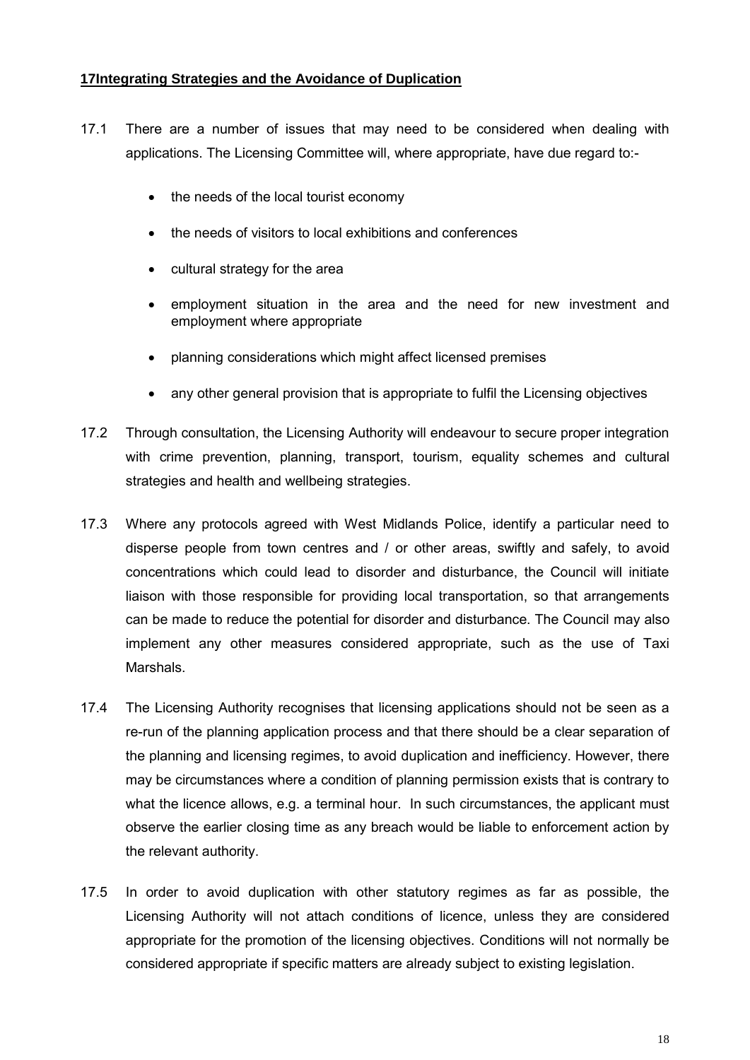## 17 Integrating Strategies and the Avoidance of Duplication

17.1 There are a number of issues that may need to be considered when dealing with applications. The Licensing Committee will, where appropriate, have due regard to:-

- the needs of the local tourist economy
- the needs of visitors to local exhibitions and conferences
- cultural strategy for the area
- employment situation in the area and the need for new investment and employment where appropriate
- planning considerations which might affect licensed premises
- any other general provision that is appropriate to fulfil the Licensing objectives

17.2 Through consultation, the Licensing Authority will endeavour to secure proper integration with crime prevention, planning, transport, tourism, equality schemes and cultural strategies and health and wellbeing strategies.

17.3 Where any protocols agreed with West Midlands Police, identify a particular need to disperse people from town centres and / or other areas, swiftly and safely, to avoid concentrations which could lead to disorder and disturbance, the Council will initiate liaison with those responsible for providing local transportation, so that arrangements can be made to reduce the potential for disorder and disturbance. The Council may also implement any other measures considered appropriate, such as the use of Taxi Marshals.

17.4 The Licensing Authority recognises that licensing applications should not be seen as a re-run of the planning application process and that there should be a clear separation of the planning and licensing regimes, to avoid duplication and inefficiency. However, there may be circumstances where a condition of planning permission exists that is contrary to what the licence allows, e.g. a terminal hour. In such circumstances, the applicant must observe the earlier closing time as any breach would be liable to enforcement action by the relevant authority.

17.5 In order to avoid duplication with other statutory regimes as far as possible, the Licensing Authority will not attach conditions of licence, unless they are considered appropriate for the promotion of the licensing objectives. Conditions will not normally be considered appropriate if specific matters are already subject to existing legislation.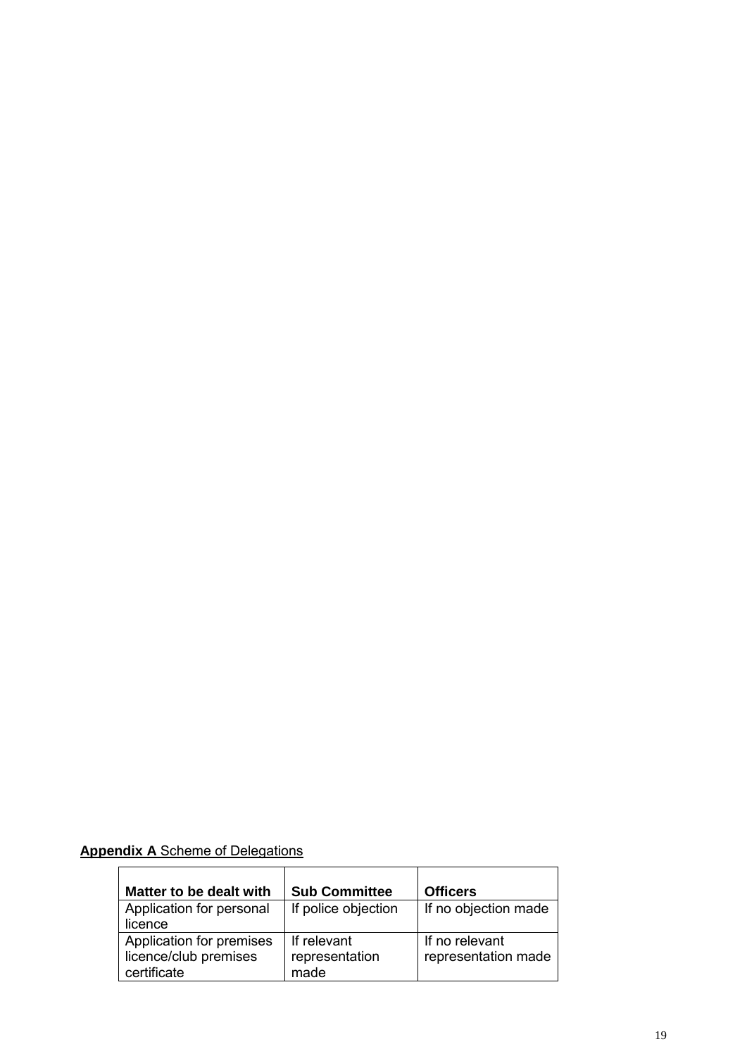**Appendix A** Scheme of Delegations

| Matter to be dealt with | Sub Committee | Officers |
|---|---|---|
| Application for personal licence | If police objection | If no objection made |
| Application for premises licence/club premises certificate | If relevant representation made | If no relevant representation made |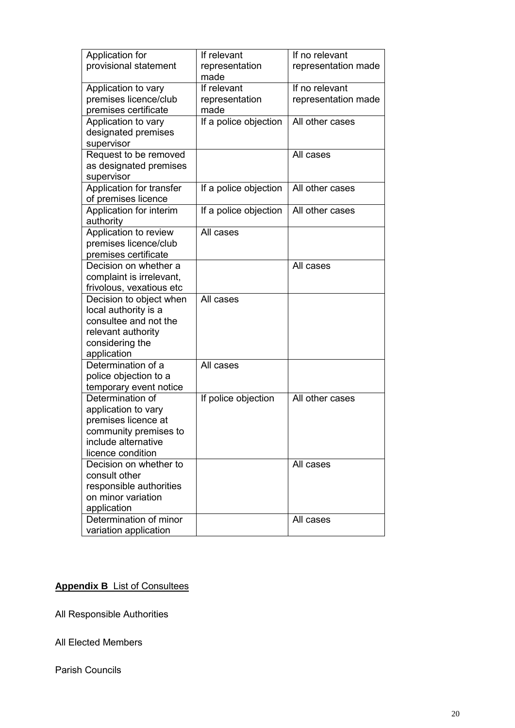| Application for provisional statement | If relevant representation made | If no relevant representation made |
|---|---|---|
| Application to vary premises licence/club premises certificate | If relevant representation made | If no relevant representation made |
| Application to vary designated premises supervisor | If a police objection | All other cases |
| Request to be removed as designated premises supervisor | | All cases |
| Application for transfer of premises licence | If a police objection | All other cases |
| Application for interim authority | If a police objection | All other cases |
| Application to review premises licence/club premises certificate | All cases | |
| Decision on whether a complaint is irrelevant, frivolous, vexatious etc | | All cases |
| Decision to object when local authority is a consultee and not the relevant authority considering the application | All cases | |
| Determination of a police objection to a temporary event notice | All cases | |
| Determination of application to vary premises licence at community premises to include alternative licence condition | If police objection | All other cases |
| Decision on whether to consult other responsible authorities on minor variation application | | All cases |
| Determination of minor variation application | | All cases |

**Appendix B** List of Consultees

All Responsible Authorities

All Elected Members

Parish Councils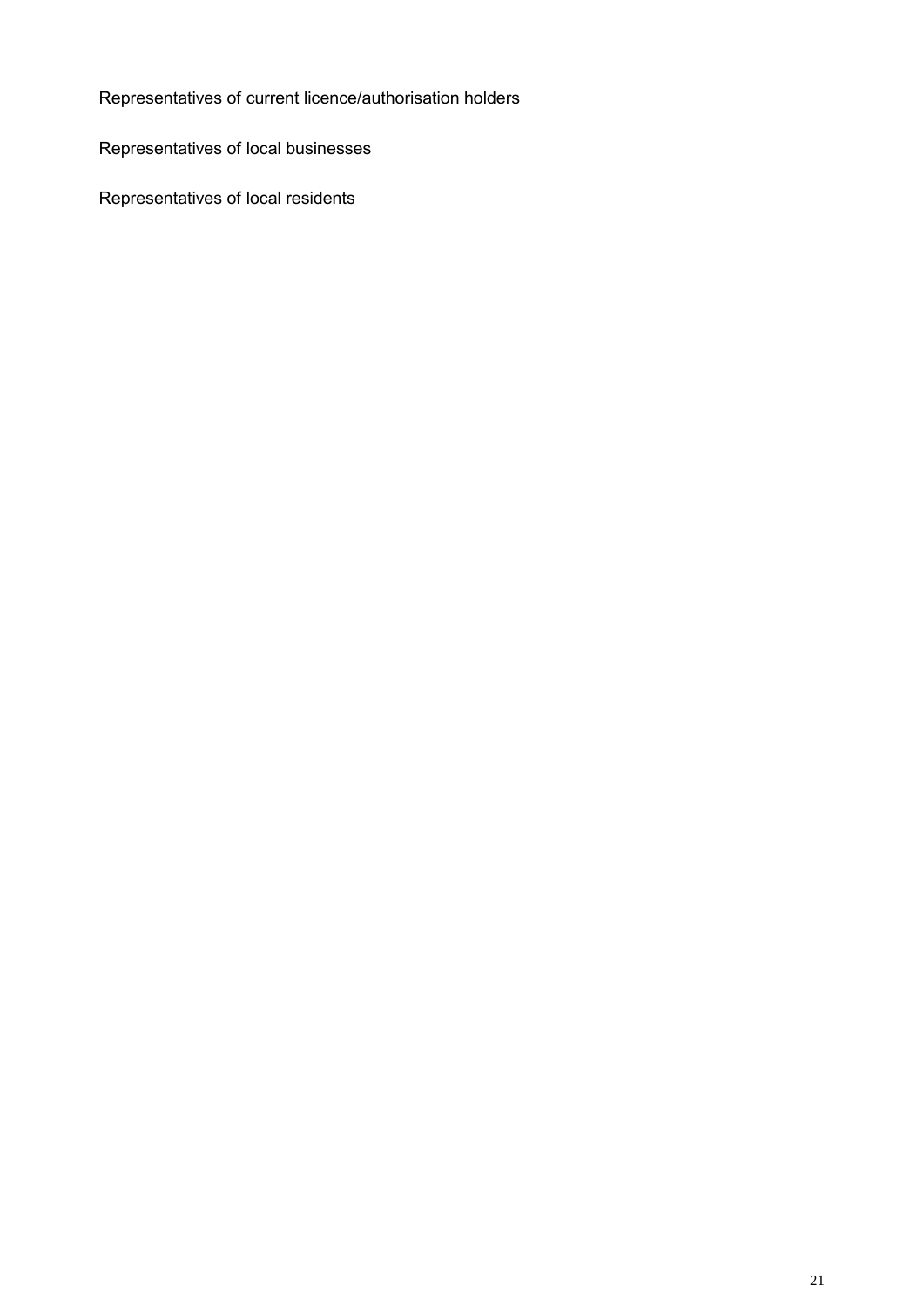Representatives of current licence/authorisation holders

Representatives of local businesses

Representatives of local residents